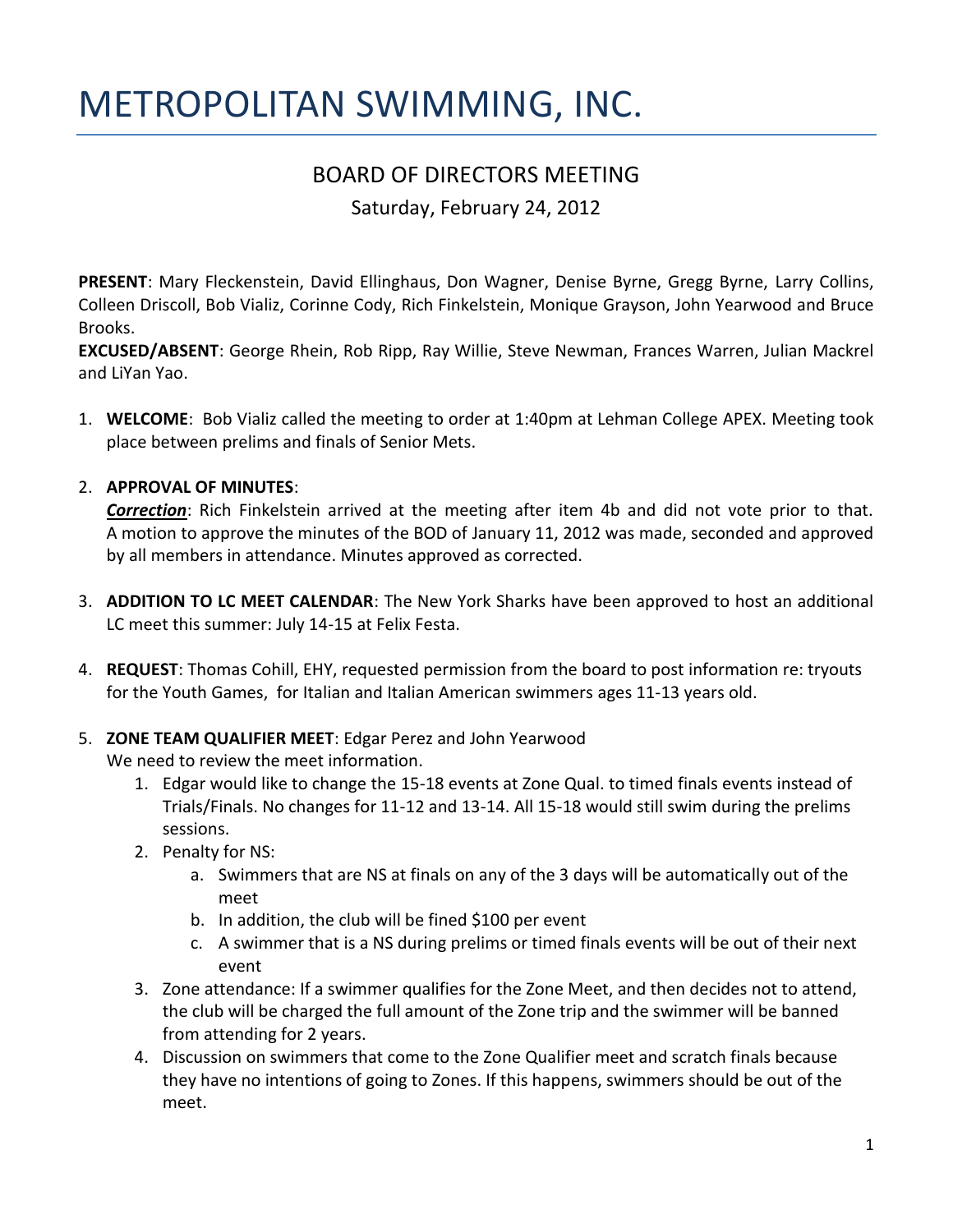# METROPOLITAN SWIMMING, INC.

## BOARD OF DIRECTORS MEETING

Saturday, February 24, 2012

**PRESENT**: Mary Fleckenstein, David Ellinghaus, Don Wagner, Denise Byrne, Gregg Byrne, Larry Collins, Colleen Driscoll, Bob Vializ, Corinne Cody, Rich Finkelstein, Monique Grayson, John Yearwood and Bruce Brooks.

**EXCUSED/ABSENT**: George Rhein, Rob Ripp, Ray Willie, Steve Newman, Frances Warren, Julian Mackrel and LiYan Yao.

1. **WELCOME**: Bob Vializ called the meeting to order at 1:40pm at Lehman College APEX. Meeting took place between prelims and finals of Senior Mets.

2. **APPROVAL OF MINUTES**:
   ***Correction***: Rich Finkelstein arrived at the meeting after item 4b and did not vote prior to that. A motion to approve the minutes of the BOD of January 11, 2012 was made, seconded and approved by all members in attendance. Minutes approved as corrected.

3. **ADDITION TO LC MEET CALENDAR**: The New York Sharks have been approved to host an additional LC meet this summer: July 14-15 at Felix Festa.

4. **REQUEST**: Thomas Cohill, EHY, requested permission from the board to post information re: tryouts for the Youth Games, for Italian and Italian American swimmers ages 11-13 years old.

5. **ZONE TEAM QUALIFIER MEET**: Edgar Perez and John Yearwood
   We need to review the meet information.
   1. Edgar would like to change the 15-18 events at Zone Qual. to timed finals events instead of Trials/Finals. No changes for 11-12 and 13-14. All 15-18 would still swim during the prelims sessions.
   2. Penalty for NS:
      a. Swimmers that are NS at finals on any of the 3 days will be automatically out of the meet
      b. In addition, the club will be fined $100 per event
      c. A swimmer that is a NS during prelims or timed finals events will be out of their next event
   3. Zone attendance: If a swimmer qualifies for the Zone Meet, and then decides not to attend, the club will be charged the full amount of the Zone trip and the swimmer will be banned from attending for 2 years.
   4. Discussion on swimmers that come to the Zone Qualifier meet and scratch finals because they have no intentions of going to Zones. If this happens, swimmers should be out of the meet.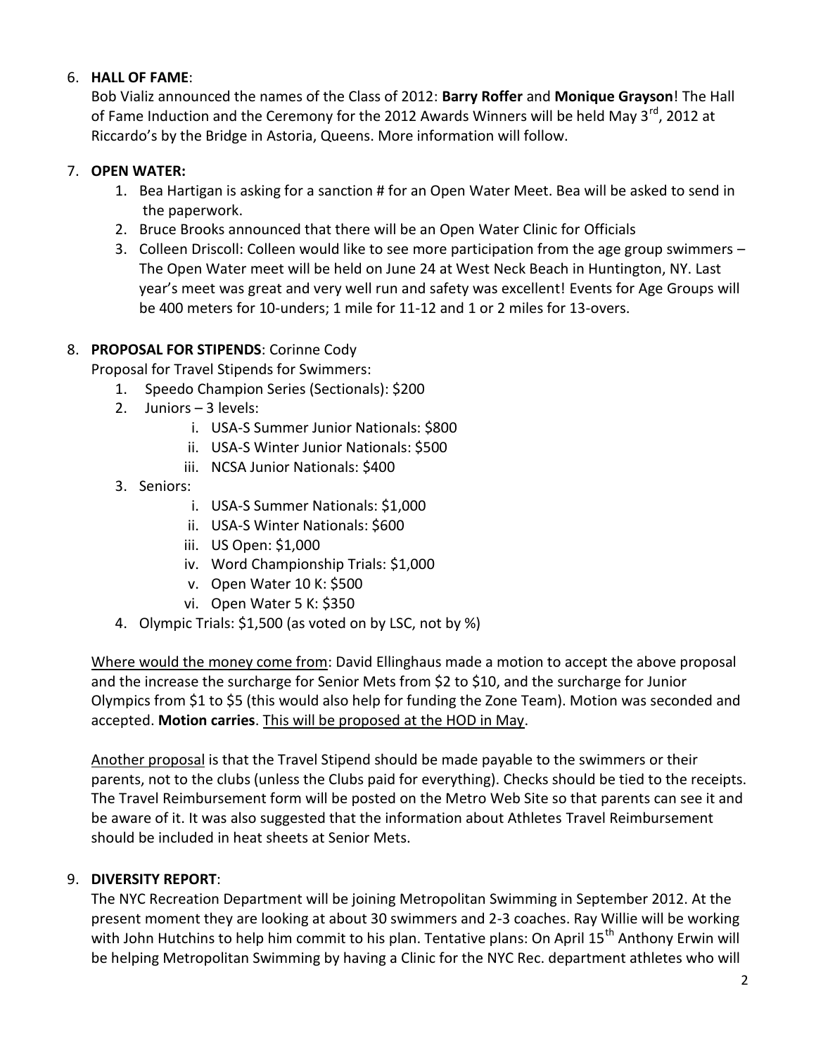6. **HALL OF FAME**:

   Bob Vializ announced the names of the Class of 2012: **Barry Roffer** and **Monique Grayson**! The Hall of Fame Induction and the Ceremony for the 2012 Awards Winners will be held May 3rd, 2012 at Riccardo's by the Bridge in Astoria, Queens. More information will follow.

7. **OPEN WATER:**
   1. Bea Hartigan is asking for a sanction # for an Open Water Meet. Bea will be asked to send in the paperwork.
   2. Bruce Brooks announced that there will be an Open Water Clinic for Officials
   3. Colleen Driscoll: Colleen would like to see more participation from the age group swimmers – The Open Water meet will be held on June 24 at West Neck Beach in Huntington, NY. Last year's meet was great and very well run and safety was excellent! Events for Age Groups will be 400 meters for 10-unders; 1 mile for 11-12 and 1 or 2 miles for 13-overs.

8. **PROPOSAL FOR STIPENDS**: Corinne Cody

   Proposal for Travel Stipends for Swimmers:
   1. Speedo Champion Series (Sectionals): $200
   2. Juniors – 3 levels:
      i. USA-S Summer Junior Nationals: $800
      ii. USA-S Winter Junior Nationals: $500
      iii. NCSA Junior Nationals: $400
   3. Seniors:
      i. USA-S Summer Nationals: $1,000
      ii. USA-S Winter Nationals: $600
      iii. US Open: $1,000
      iv. Word Championship Trials: $1,000
      v. Open Water 10 K: $500
      vi. Open Water 5 K: $350
   4. Olympic Trials: $1,500 (as voted on by LSC, not by %)

   Where would the money come from: David Ellinghaus made a motion to accept the above proposal and the increase the surcharge for Senior Mets from $2 to $10, and the surcharge for Junior Olympics from $1 to $5 (this would also help for funding the Zone Team). Motion was seconded and accepted. **Motion carries**. This will be proposed at the HOD in May.

   Another proposal is that the Travel Stipend should be made payable to the swimmers or their parents, not to the clubs (unless the Clubs paid for everything). Checks should be tied to the receipts. The Travel Reimbursement form will be posted on the Metro Web Site so that parents can see it and be aware of it. It was also suggested that the information about Athletes Travel Reimbursement should be included in heat sheets at Senior Mets.

9. **DIVERSITY REPORT**:

   The NYC Recreation Department will be joining Metropolitan Swimming in September 2012. At the present moment they are looking at about 30 swimmers and 2-3 coaches. Ray Willie will be working with John Hutchins to help him commit to his plan. Tentative plans: On April 15th Anthony Erwin will be helping Metropolitan Swimming by having a Clinic for the NYC Rec. department athletes who will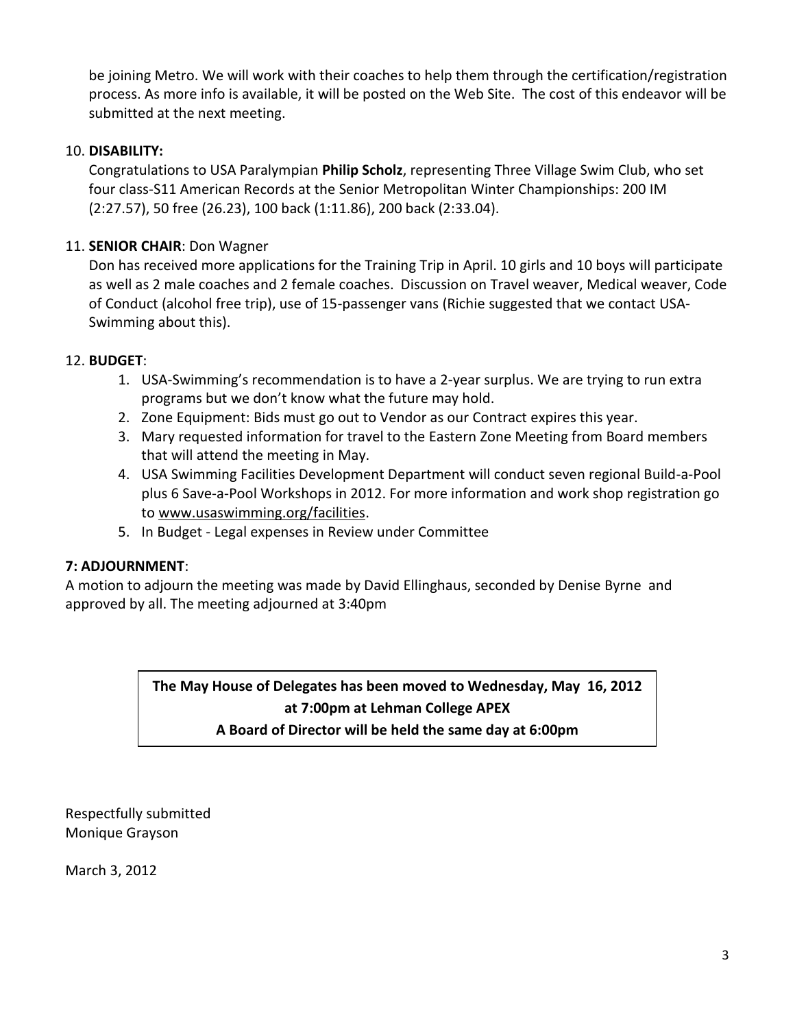be joining Metro. We will work with their coaches to help them through the certification/registration process. As more info is available, it will be posted on the Web Site. The cost of this endeavor will be submitted at the next meeting.

10. **DISABILITY:**
    Congratulations to USA Paralympian **Philip Scholz**, representing Three Village Swim Club, who set four class-S11 American Records at the Senior Metropolitan Winter Championships: 200 IM (2:27.57), 50 free (26.23), 100 back (1:11.86), 200 back (2:33.04).

11. **SENIOR CHAIR**: Don Wagner
    Don has received more applications for the Training Trip in April. 10 girls and 10 boys will participate as well as 2 male coaches and 2 female coaches. Discussion on Travel weaver, Medical weaver, Code of Conduct (alcohol free trip), use of 15-passenger vans (Richie suggested that we contact USA-Swimming about this).

12. **BUDGET**:
    1. USA-Swimming's recommendation is to have a 2-year surplus. We are trying to run extra programs but we don't know what the future may hold.
    2. Zone Equipment: Bids must go out to Vendor as our Contract expires this year.
    3. Mary requested information for travel to the Eastern Zone Meeting from Board members that will attend the meeting in May.
    4. USA Swimming Facilities Development Department will conduct seven regional Build-a-Pool plus 6 Save-a-Pool Workshops in 2012. For more information and work shop registration go to www.usaswimming.org/facilities.
    5. In Budget - Legal expenses in Review under Committee

**7: ADJOURNMENT**:
A motion to adjourn the meeting was made by David Ellinghaus, seconded by Denise Byrne and approved by all. The meeting adjourned at 3:40pm

**The May House of Delegates has been moved to Wednesday, May 16, 2012 at 7:00pm at Lehman College APEX**
**A Board of Director will be held the same day at 6:00pm**

Respectfully submitted
Monique Grayson

March 3, 2012